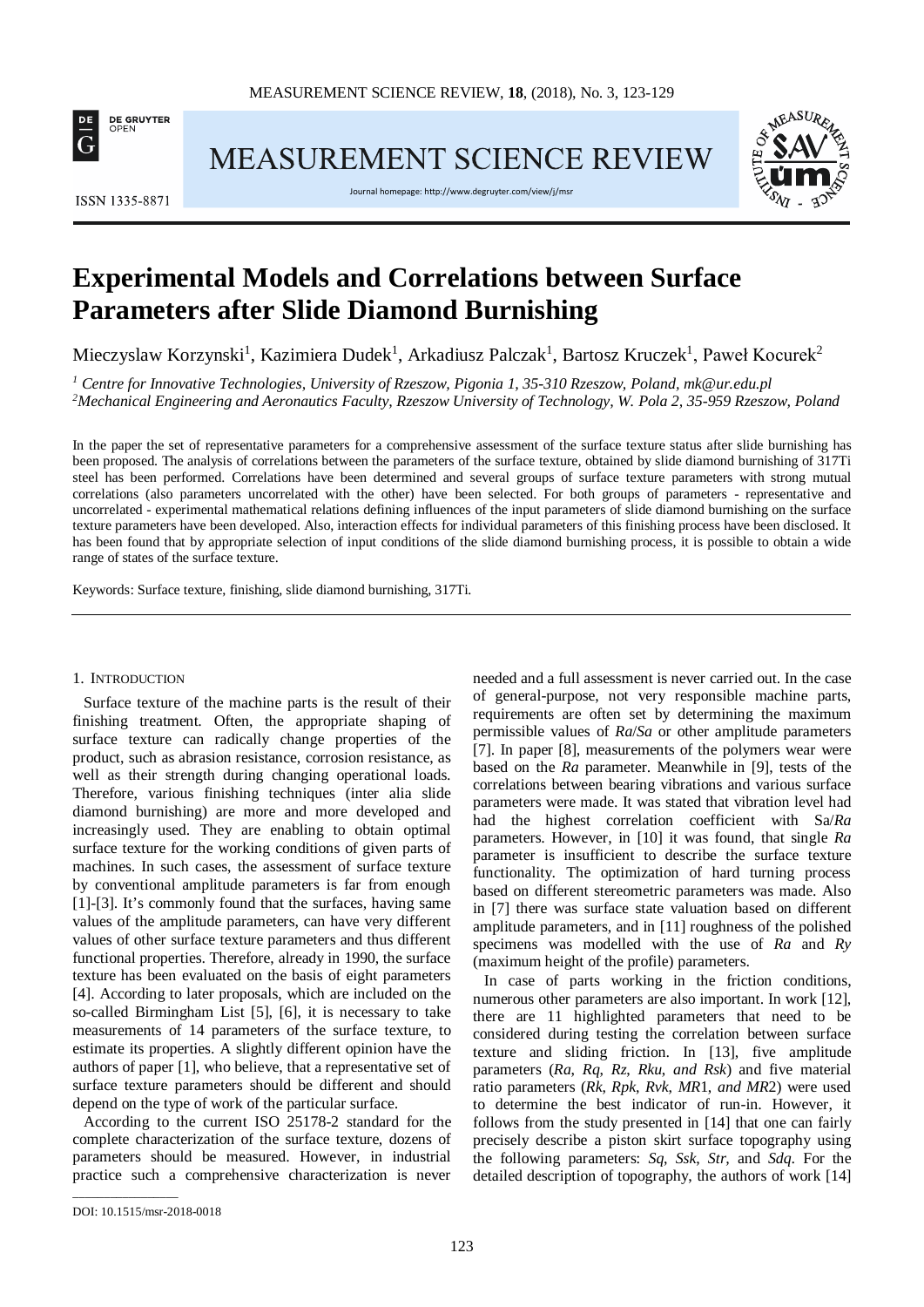# Experimental Models and Correlations between Surface Parameters after Slide Diamond Burnishing

Mieczyslaw Korzynski[1], Kazimiera Dudek[1], Arkadiusz Palczak[1], Bartosz Kruczek[1], Paweł Kocurek[2]

*[1] Centre for Innovative Technologies, University of Rzeszow, Pigonia 1, 35-310 Rzeszow, Poland, mk@ur.edu.pl*
*[2]Mechanical Engineering and Aeronautics Faculty, Rzeszow University of Technology, W. Pola 2, 35-959 Rzeszow, Poland*

In the paper the set of representative parameters for a comprehensive assessment of the surface texture status after slide burnishing has been proposed. The analysis of correlations between the parameters of the surface texture, obtained by slide diamond burnishing of 317Ti steel has been performed. Correlations have been determined and several groups of surface texture parameters with strong mutual correlations (also parameters uncorrelated with the other) have been selected. For both groups of parameters - representative and uncorrelated - experimental mathematical relations defining influences of the input parameters of slide diamond burnishing on the surface texture parameters have been developed. Also, interaction effects for individual parameters of this finishing process have been disclosed. It has been found that by appropriate selection of input conditions of the slide diamond burnishing process, it is possible to obtain a wide range of states of the surface texture.

Keywords: Surface texture, finishing, slide diamond burnishing, 317Ti.

## 1. Introduction

Surface texture of the machine parts is the result of their finishing treatment. Often, the appropriate shaping of surface texture can radically change properties of the product, such as abrasion resistance, corrosion resistance, as well as their strength during changing operational loads. Therefore, various finishing techniques (inter alia slide diamond burnishing) are more and more developed and increasingly used. They are enabling to obtain optimal surface texture for the working conditions of given parts of machines. In such cases, the assessment of surface texture by conventional amplitude parameters is far from enough [1]-[3]. It's commonly found that the surfaces, having same values of the amplitude parameters, can have very different values of other surface texture parameters and thus different functional properties. Therefore, already in 1990, the surface texture has been evaluated on the basis of eight parameters [4]. According to later proposals, which are included on the so-called Birmingham List [5], [6], it is necessary to take measurements of 14 parameters of the surface texture, to estimate its properties. A slightly different opinion have the authors of paper [1], who believe, that a representative set of surface texture parameters should be different and should depend on the type of work of the particular surface.

According to the current ISO 25178-2 standard for the complete characterization of the surface texture, dozens of parameters should be measured. However, in industrial practice such a comprehensive characterization is never needed and a full assessment is never carried out. In the case of general-purpose, not very responsible machine parts, requirements are often set by determining the maximum permissible values of *Ra*/*Sa* or other amplitude parameters [7]. In paper [8], measurements of the polymers wear were based on the *Ra* parameter. Meanwhile in [9], tests of the correlations between bearing vibrations and various surface parameters were made. It was stated that vibration level had had the highest correlation coefficient with Sa/*Ra* parameters. However, in [10] it was found, that single *Ra* parameter is insufficient to describe the surface texture functionality. The optimization of hard turning process based on different stereometric parameters was made. Also in [7] there was surface state valuation based on different amplitude parameters, and in [11] roughness of the polished specimens was modelled with the use of *Ra* and *Ry* (maximum height of the profile) parameters.

In case of parts working in the friction conditions, numerous other parameters are also important. In work [12], there are 11 highlighted parameters that need to be considered during testing the correlation between surface texture and sliding friction. In [13], five amplitude parameters (*Ra*, *Rq*, *Rz*, *Rku*, *and Rsk*) and five material ratio parameters (*Rk*, *Rpk*, *Rvk*, *MR*1, *and MR*2) were used to determine the best indicator of run-in. However, it follows from the study presented in [14] that one can fairly precisely describe a piston skirt surface topography using the following parameters: *Sq*, *Ssk*, *Str*, and *Sdq*. For the detailed description of topography, the authors of work [14]

DOI: 10.1515/msr-2018-0018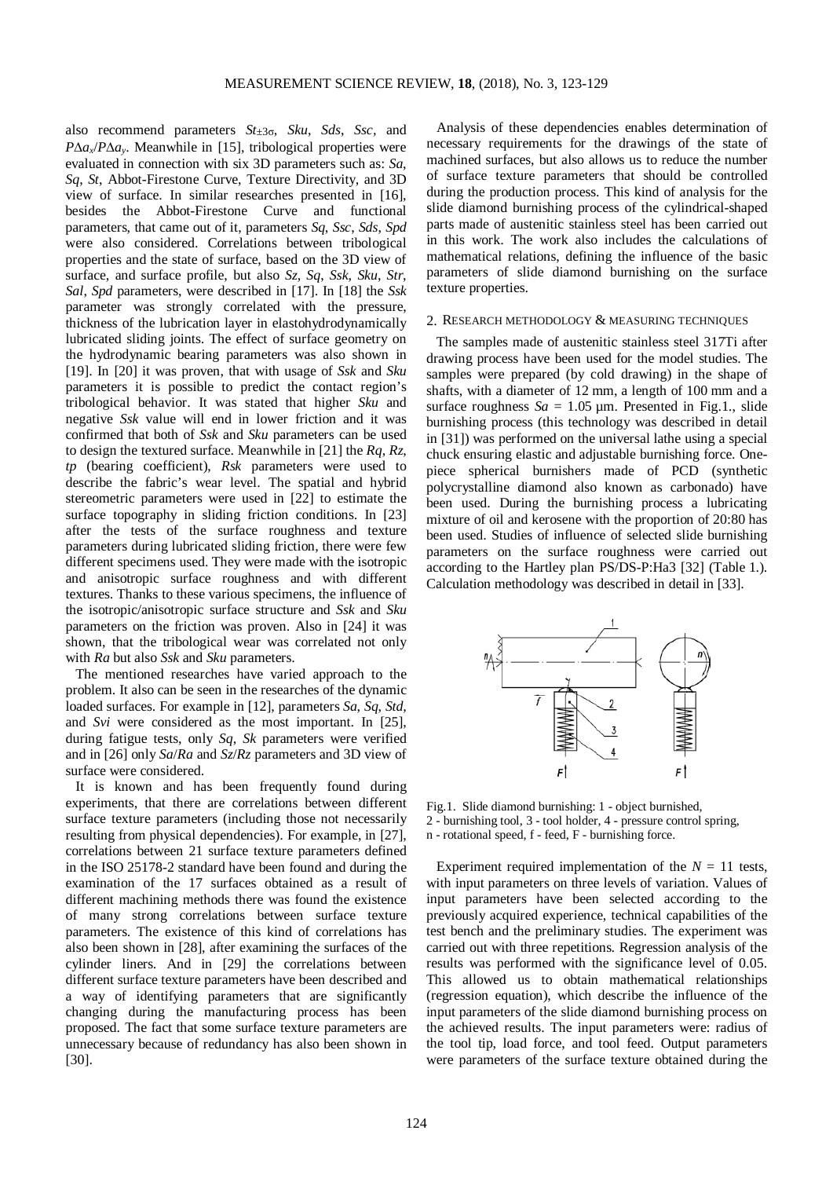also recommend parameters $St_{\pm3\sigma}$, *Sku*, *Sds*, *Ssc*, and $P\Delta a_x/P\Delta a_y$. Meanwhile in [15], tribological properties were evaluated in connection with six 3D parameters such as: *Sa*, *Sq*, *St*, Abbot-Firestone Curve, Texture Directivity, and 3D view of surface. In similar researches presented in [16], besides the Abbot-Firestone Curve and functional parameters, that came out of it, parameters *Sq*, *Ssc*, *Sds*, *Spd* were also considered. Correlations between tribological properties and the state of surface, based on the 3D view of surface, and surface profile, but also *Sz*, *Sq*, *Ssk*, *Sku*, *Str*, *Sal*, *Spd* parameters, were described in [17]. In [18] the *Ssk* parameter was strongly correlated with the pressure, thickness of the lubrication layer in elastohydrodynamically lubricated sliding joints. The effect of surface geometry on the hydrodynamic bearing parameters was also shown in [19]. In [20] it was proven, that with usage of *Ssk* and *Sku* parameters it is possible to predict the contact region's tribological behavior. It was stated that higher *Sku* and negative *Ssk* value will end in lower friction and it was confirmed that both of *Ssk* and *Sku* parameters can be used to design the textured surface. Meanwhile in [21] the *Rq*, *Rz*, *tp* (bearing coefficient), *Rsk* parameters were used to describe the fabric's wear level. The spatial and hybrid stereometric parameters were used in [22] to estimate the surface topography in sliding friction conditions. In [23] after the tests of the surface roughness and texture parameters during lubricated sliding friction, there were few different specimens used. They were made with the isotropic and anisotropic surface roughness and with different textures. Thanks to these various specimens, the influence of the isotropic/anisotropic surface structure and *Ssk* and *Sku* parameters on the friction was proven. Also in [24] it was shown, that the tribological wear was correlated not only with *Ra* but also *Ssk* and *Sku* parameters.

The mentioned researches have varied approach to the problem. It also can be seen in the researches of the dynamic loaded surfaces. For example in [12], parameters *Sa*, *Sq*, *Std*, and *Svi* were considered as the most important. In [25], during fatigue tests, only *Sq*, *Sk* parameters were verified and in [26] only *Sa*/*Ra* and *Sz*/*Rz* parameters and 3D view of surface were considered.

It is known and has been frequently found during experiments, that there are correlations between different surface texture parameters (including those not necessarily resulting from physical dependencies). For example, in [27], correlations between 21 surface texture parameters defined in the ISO 25178-2 standard have been found and during the examination of the 17 surfaces obtained as a result of different machining methods there was found the existence of many strong correlations between surface texture parameters. The existence of this kind of correlations has also been shown in [28], after examining the surfaces of the cylinder liners. And in [29] the correlations between different surface texture parameters have been described and a way of identifying parameters that are significantly changing during the manufacturing process has been proposed. The fact that some surface texture parameters are unnecessary because of redundancy has also been shown in [30].

Analysis of these dependencies enables determination of necessary requirements for the drawings of the state of machined surfaces, but also allows us to reduce the number of surface texture parameters that should be controlled during the production process. This kind of analysis for the slide diamond burnishing process of the cylindrical-shaped parts made of austenitic stainless steel has been carried out in this work. The work also includes the calculations of mathematical relations, defining the influence of the basic parameters of slide diamond burnishing on the surface texture properties.

## 2. Research methodology & measuring techniques

The samples made of austenitic stainless steel 317Ti after drawing process have been used for the model studies. The samples were prepared (by cold drawing) in the shape of shafts, with a diameter of 12 mm, a length of 100 mm and a surface roughness $Sa$ = 1.05 µm. Presented in Fig.1., slide burnishing process (this technology was described in detail in [31]) was performed on the universal lathe using a special chuck ensuring elastic and adjustable burnishing force. One-piece spherical burnishers made of PCD (synthetic polycrystalline diamond also known as carbonado) have been used. During the burnishing process a lubricating mixture of oil and kerosene with the proportion of 20:80 has been used. Studies of influence of selected slide burnishing parameters on the surface roughness were carried out according to the Hartley plan PS/DS-P:Ha3 [32] (Table 1.). Calculation methodology was described in detail in [33].

Fig.1. Slide diamond burnishing: 1 - object burnished, 2 - burnishing tool, 3 - tool holder, 4 - pressure control spring, n - rotational speed, f - feed, F - burnishing force.

Experiment required implementation of the $N$ = 11 tests, with input parameters on three levels of variation. Values of input parameters have been selected according to the previously acquired experience, technical capabilities of the test bench and the preliminary studies. The experiment was carried out with three repetitions. Regression analysis of the results was performed with the significance level of 0.05. This allowed us to obtain mathematical relationships (regression equation), which describe the influence of the input parameters of the slide diamond burnishing process on the achieved results. The input parameters were: radius of the tool tip, load force, and tool feed. Output parameters were parameters of the surface texture obtained during the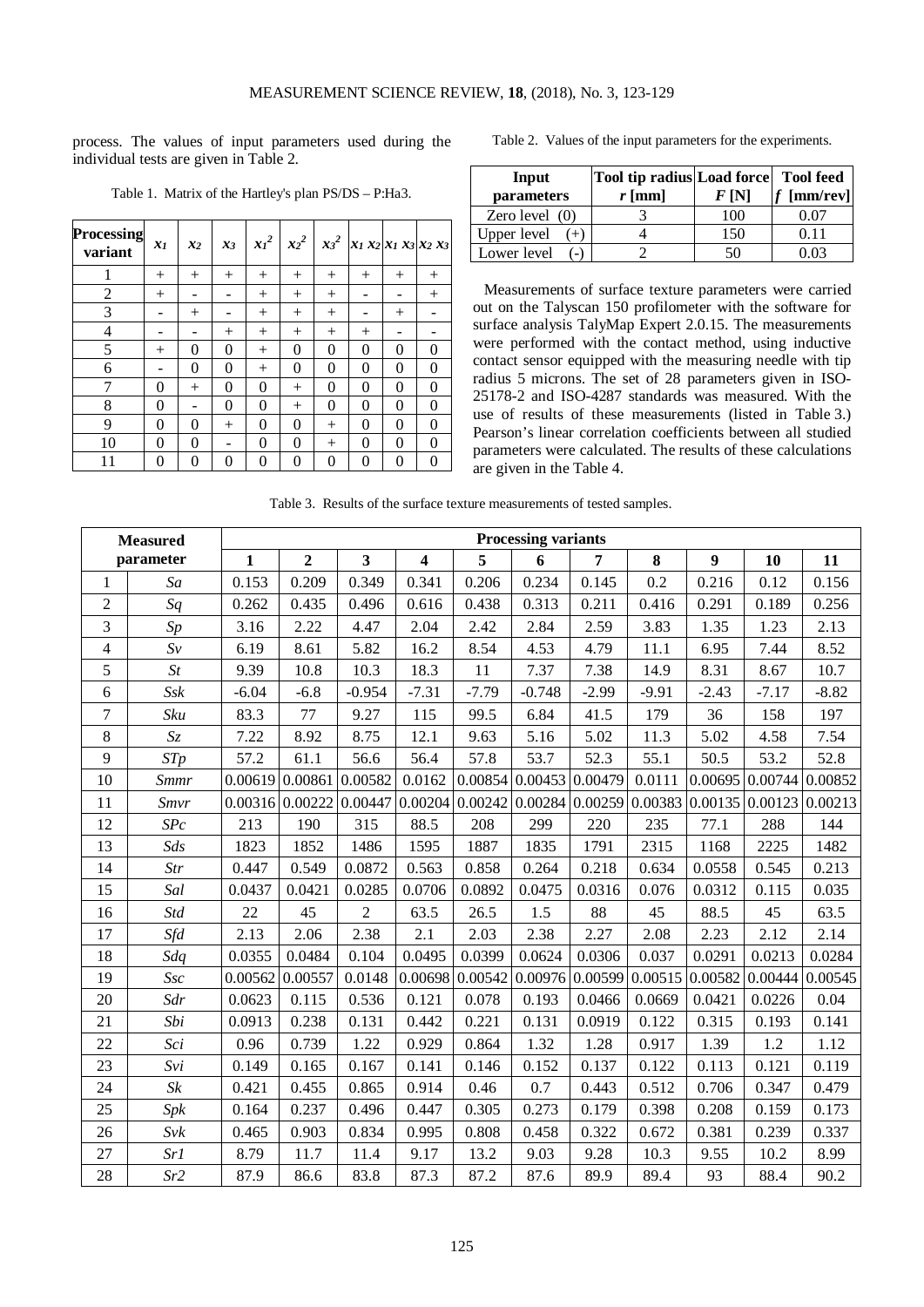process. The values of input parameters used during the individual tests are given in Table 2.

Table 1. Matrix of the Hartley's plan PS/DS – P:Ha3.

| Processing variant | $x_1$ | $x_2$ | $x_3$ | $x_1^2$ | $x_2^2$ | $x_3^2$ | $x_1 x_2$ | $x_1 x_3$ | $x_2 x_3$ |
|---|---|---|---|---|---|---|---|---|---|
| 1 | + | + | + | + | + | + | + | + | + |
| 2 | + | - | - | + | + | + | - | - | + |
| 3 | - | + | - | + | + | + | - | + | - |
| 4 | - | - | + | + | + | + | + | - | - |
| 5 | + | 0 | 0 | + | 0 | 0 | 0 | 0 | 0 |
| 6 | - | 0 | 0 | + | 0 | 0 | 0 | 0 | 0 |
| 7 | 0 | + | 0 | 0 | + | 0 | 0 | 0 | 0 |
| 8 | 0 | - | 0 | 0 | + | 0 | 0 | 0 | 0 |
| 9 | 0 | 0 | + | 0 | 0 | + | 0 | 0 | 0 |
| 10 | 0 | 0 | - | 0 | 0 | + | 0 | 0 | 0 |
| 11 | 0 | 0 | 0 | 0 | 0 | 0 | 0 | 0 | 0 |

Table 2. Values of the input parameters for the experiments.

| Input parameters | Tool tip radius $r$ [mm] | Load force $F$ [N] | Tool feed $f$ [mm/rev] |
|---|---|---|---|
| Zero level (0) | 3 | 100 | 0.07 |
| Upper level (+) | 4 | 150 | 0.11 |
| Lower level (-) | 2 | 50 | 0.03 |

Measurements of surface texture parameters were carried out on the Talyscan 150 profilometer with the software for surface analysis TalyMap Expert 2.0.15. The measurements were performed with the contact method, using inductive contact sensor equipped with the measuring needle with tip radius 5 microns. The set of 28 parameters given in ISO-25178-2 and ISO-4287 standards was measured. With the use of results of these measurements (listed in Table 3.) Pearson's linear correlation coefficients between all studied parameters were calculated. The results of these calculations are given in the Table 4.

Table 3. Results of the surface texture measurements of tested samples.

| Measured parameter | | Processing variants | | | | | | | | | | |
|---|---|---|---|---|---|---|---|---|---|---|---|---|
| | | 1 | 2 | 3 | 4 | 5 | 6 | 7 | 8 | 9 | 10 | 11 |
| 1 | *Sa* | 0.153 | 0.209 | 0.349 | 0.341 | 0.206 | 0.234 | 0.145 | 0.2 | 0.216 | 0.12 | 0.156 |
| 2 | *Sq* | 0.262 | 0.435 | 0.496 | 0.616 | 0.438 | 0.313 | 0.211 | 0.416 | 0.291 | 0.189 | 0.256 |
| 3 | *Sp* | 3.16 | 2.22 | 4.47 | 2.04 | 2.42 | 2.84 | 2.59 | 3.83 | 1.35 | 1.23 | 2.13 |
| 4 | *Sv* | 6.19 | 8.61 | 5.82 | 16.2 | 8.54 | 4.53 | 4.79 | 11.1 | 6.95 | 7.44 | 8.52 |
| 5 | *St* | 9.39 | 10.8 | 10.3 | 18.3 | 11 | 7.37 | 7.38 | 14.9 | 8.31 | 8.67 | 10.7 |
| 6 | *Ssk* | -6.04 | -6.8 | -0.954 | -7.31 | -7.79 | -0.748 | -2.99 | -9.91 | -2.43 | -7.17 | -8.82 |
| 7 | *Sku* | 83.3 | 77 | 9.27 | 115 | 99.5 | 6.84 | 41.5 | 179 | 36 | 158 | 197 |
| 8 | *Sz* | 7.22 | 8.92 | 8.75 | 12.1 | 9.63 | 5.16 | 5.02 | 11.3 | 5.02 | 4.58 | 7.54 |
| 9 | *STp* | 57.2 | 61.1 | 56.6 | 56.4 | 57.8 | 53.7 | 52.3 | 55.1 | 50.5 | 53.2 | 52.8 |
| 10 | *Smmr* | 0.00619 | 0.00861 | 0.00582 | 0.0162 | 0.00854 | 0.00453 | 0.00479 | 0.0111 | 0.00695 | 0.00744 | 0.00852 |
| 11 | *Smvr* | 0.00316 | 0.00222 | 0.00447 | 0.00204 | 0.00242 | 0.00284 | 0.00259 | 0.00383 | 0.00135 | 0.00123 | 0.00213 |
| 12 | *SPc* | 213 | 190 | 315 | 88.5 | 208 | 299 | 220 | 235 | 77.1 | 288 | 144 |
| 13 | *Sds* | 1823 | 1852 | 1486 | 1595 | 1887 | 1835 | 1791 | 2315 | 1168 | 2225 | 1482 |
| 14 | *Str* | 0.447 | 0.549 | 0.0872 | 0.563 | 0.858 | 0.264 | 0.218 | 0.634 | 0.0558 | 0.545 | 0.213 |
| 15 | *Sal* | 0.0437 | 0.0421 | 0.0285 | 0.0706 | 0.0892 | 0.0475 | 0.0316 | 0.076 | 0.0312 | 0.115 | 0.035 |
| 16 | *Std* | 22 | 45 | 2 | 63.5 | 26.5 | 1.5 | 88 | 45 | 88.5 | 45 | 63.5 |
| 17 | *Sfd* | 2.13 | 2.06 | 2.38 | 2.1 | 2.03 | 2.38 | 2.27 | 2.08 | 2.23 | 2.12 | 2.14 |
| 18 | *Sdq* | 0.0355 | 0.0484 | 0.104 | 0.0495 | 0.0399 | 0.0624 | 0.0306 | 0.037 | 0.0291 | 0.0213 | 0.0284 |
| 19 | *Ssc* | 0.00562 | 0.00557 | 0.0148 | 0.00698 | 0.00542 | 0.00976 | 0.00599 | 0.00515 | 0.00582 | 0.00444 | 0.00545 |
| 20 | *Sdr* | 0.0623 | 0.115 | 0.536 | 0.121 | 0.078 | 0.193 | 0.0466 | 0.0669 | 0.0421 | 0.0226 | 0.04 |
| 21 | *Sbi* | 0.0913 | 0.238 | 0.131 | 0.442 | 0.221 | 0.131 | 0.0919 | 0.122 | 0.315 | 0.193 | 0.141 |
| 22 | *Sci* | 0.96 | 0.739 | 1.22 | 0.929 | 0.864 | 1.32 | 1.28 | 0.917 | 1.39 | 1.2 | 1.12 |
| 23 | *Svi* | 0.149 | 0.165 | 0.167 | 0.141 | 0.146 | 0.152 | 0.137 | 0.122 | 0.113 | 0.121 | 0.119 |
| 24 | *Sk* | 0.421 | 0.455 | 0.865 | 0.914 | 0.46 | 0.7 | 0.443 | 0.512 | 0.706 | 0.347 | 0.479 |
| 25 | *Spk* | 0.164 | 0.237 | 0.496 | 0.447 | 0.305 | 0.273 | 0.179 | 0.398 | 0.208 | 0.159 | 0.173 |
| 26 | *Svk* | 0.465 | 0.903 | 0.834 | 0.995 | 0.808 | 0.458 | 0.322 | 0.672 | 0.381 | 0.239 | 0.337 |
| 27 | *Sr1* | 8.79 | 11.7 | 11.4 | 9.17 | 13.2 | 9.03 | 9.28 | 10.3 | 9.55 | 10.2 | 8.99 |
| 28 | *Sr2* | 87.9 | 86.6 | 83.8 | 87.3 | 87.2 | 87.6 | 89.9 | 89.4 | 93 | 88.4 | 90.2 |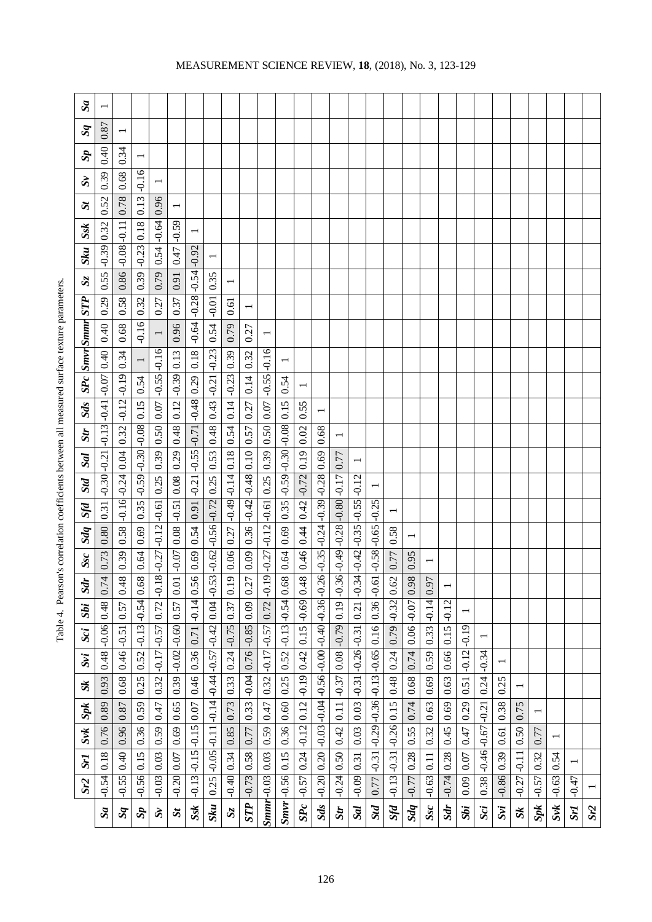Table 4. Pearson's correlation coefficients between all measured surface texture parameters.

| | ***Sr2*** | ***Sr1*** | ***Svk*** | ***Spk*** | ***Sk*** | ***Svi*** | ***Sci*** | ***Sbi*** | ***Sdr*** | ***Ssc*** | ***Sdq*** | ***Sfd*** | ***Std*** | ***Sal*** | ***Str*** | ***Sds*** | ***SPc*** | ***Smvr*** | ***Smmr*** | ***STP*** | ***Sz*** | ***Sku*** | ***Ssk*** | ***St*** | ***Sv*** | ***Sp*** | ***Sq*** | ***Sa*** |
|---|---|---|---|---|---|---|---|---|---|---|---|---|---|---|---|---|---|---|---|---|---|---|---|---|---|---|---|---|
| ***Sa*** | -0.54 | 0.18 | 0.76 | 0.89 | 0.93 | 0.48 | -0.06 | 0.48 | 0.74 | 0.73 | 0.80 | 0.31 | -0.30 | -0.21 | -0.13 | -0.41 | -0.07 | 0.40 | 0.40 | 0.29 | 0.55 | -0.39 | 0.32 | 0.52 | 0.39 | 0.40 | 0.87 | 1 |
| ***Sq*** | -0.55 | 0.40 | 0.96 | 0.87 | 0.68 | 0.46 | -0.51 | 0.57 | 0.48 | 0.39 | 0.58 | -0.16 | -0.24 | 0.04 | 0.32 | -0.12 | -0.19 | 0.34 | 0.68 | 0.58 | 0.86 | -0.08 | -0.11 | 0.78 | 0.68 | 0.34 | 1 | |
| ***Sp*** | -0.56 | 0.15 | 0.36 | 0.59 | 0.25 | 0.52 | -0.13 | -0.54 | 0.68 | 0.64 | 0.69 | 0.35 | -0.59 | -0.30 | -0.08 | 0.15 | 0.54 | 1 | -0.16 | 0.32 | 0.39 | -0.23 | 0.18 | 0.13 | -0.16 | 1 | | |
| ***Sv*** | -0.03 | 0.03 | 0.59 | 0.47 | 0.32 | -0.17 | -0.57 | 0.72 | -0.18 | -0.27 | -0.12 | -0.61 | 0.25 | 0.39 | 0.50 | 0.07 | -0.55 | -0.16 | 1 | 0.27 | 0.79 | 0.54 | -0.64 | 0.96 | 1 | | | |
| ***St*** | -0.20 | 0.07 | 0.69 | 0.65 | 0.39 | -0.02 | -0.60 | 0.57 | 0.01 | -0.07 | 0.08 | -0.51 | 0.08 | 0.29 | 0.48 | 0.12 | -0.39 | 0.13 | 0.96 | 0.37 | 0.91 | 0.47 | -0.59 | 1 | | | | |
| ***Ssk*** | -0.13 | -0.15 | -0.15 | 0.07 | 0.46 | 0.36 | 0.71 | -0.14 | 0.56 | 0.69 | 0.54 | 0.91 | -0.21 | -0.55 | -0.71 | -0.48 | 0.29 | 0.18 | -0.64 | -0.28 | -0.54 | -0.92 | 1 | | | | | |
| ***Sku*** | 0.25 | -0.05 | -0.11 | -0.14 | -0.44 | -0.57 | -0.42 | 0.04 | -0.53 | -0.62 | -0.56 | -0.72 | 0.25 | 0.53 | 0.48 | 0.43 | -0.21 | -0.23 | 0.54 | -0.01 | 0.35 | 1 | | | | | | |
| ***Sz*** | -0.40 | 0.34 | 0.85 | 0.73 | 0.33 | 0.24 | -0.75 | 0.37 | 0.19 | 0.06 | 0.27 | -0.49 | -0.14 | 0.18 | 0.54 | 0.14 | -0.23 | 0.39 | 0.79 | 0.61 | 1 | | | | | | | |
| ***STP*** | -0.73 | 0.58 | 0.77 | 0.33 | -0.04 | 0.76 | -0.85 | 0.09 | 0.27 | 0.09 | 0.36 | -0.42 | -0.48 | 0.10 | 0.57 | 0.27 | 0.14 | 0.32 | 0.27 | 1 | | | | | | | | |
| ***Smmr*** | -0.03 | 0.03 | 0.59 | 0.47 | 0.32 | -0.17 | -0.57 | 0.72 | -0.19 | -0.27 | -0.12 | -0.61 | 0.25 | 0.39 | 0.50 | 0.07 | -0.55 | -0.16 | 1 | | | | | | | | | |
| ***Smvr*** | -0.56 | 0.15 | 0.36 | 0.60 | 0.25 | 0.52 | -0.13 | -0.54 | 0.68 | 0.64 | 0.69 | 0.35 | -0.59 | -0.30 | -0.08 | 0.15 | 0.54 | 1 | | | | | | | | | | |
| ***SPc*** | -0.57 | 0.24 | -0.12 | 0.12 | -0.19 | 0.42 | 0.15 | -0.69 | 0.48 | 0.46 | 0.44 | 0.42 | -0.72 | 0.19 | 0.02 | 0.55 | 1 | | | | | | | | | | | |
| ***Sds*** | -0.20 | 0.20 | -0.03 | -0.04 | -0.56 | -0.00 | -0.40 | -0.36 | -0.26 | -0.35 | -0.24 | -0.39 | -0.28 | 0.69 | 0.68 | 1 | | | | | | | | | | | | |
| ***Str*** | -0.24 | 0.50 | 0.42 | 0.11 | -0.37 | 0.08 | -0.79 | 0.19 | -0.36 | -0.49 | -0.28 | -0.80 | -0.17 | 0.77 | 1 | | | | | | | | | | | | | |
| ***Sal*** | -0.09 | 0.31 | 0.03 | 0.03 | -0.31 | -0.26 | -0.31 | 0.21 | -0.34 | -0.42 | -0.35 | -0.55 | -0.12 | 1 | | | | | | | | | | | | | | |
| ***Std*** | 0.77 | -0.31 | -0.29 | -0.36 | -0.13 | -0.65 | 0.16 | 0.36 | -0.61 | -0.58 | -0.65 | -0.25 | 1 | | | | | | | | | | | | | | | |
| ***Sfd*** | -0.13 | -0.31 | -0.26 | 0.15 | 0.48 | 0.24 | 0.79 | -0.32 | 0.62 | 0.77 | 0.58 | 1 | | | | | | | | | | | | | | | | |
| ***Sdq*** | -0.77 | 0.28 | 0.55 | 0.74 | 0.68 | 0.74 | 0.06 | -0.07 | 0.98 | 0.95 | 1 | | | | | | | | | | | | | | | | | |
| ***Ssc*** | -0.63 | 0.11 | 0.32 | 0.63 | 0.69 | 0.59 | 0.33 | -0.14 | 0.97 | 1 | | | | | | | | | | | | | | | | | | |
| ***Sdr*** | -0.74 | 0.28 | 0.45 | 0.69 | 0.63 | 0.66 | 0.15 | -0.12 | 1 | | | | | | | | | | | | | | | | | | | |
| ***Sbi*** | 0.09 | 0.07 | 0.47 | 0.29 | 0.51 | -0.12 | -0.19 | 1 | | | | | | | | | | | | | | | | | | | | |
| ***Sci*** | 0.38 | -0.46 | -0.67 | -0.21 | 0.24 | -0.34 | 1 | | | | | | | | | | | | | | | | | | | | | |
| ***Svi*** | -0.86 | 0.39 | 0.61 | 0.38 | 0.25 | 1 | | | | | | | | | | | | | | | | | | | | | | |
| ***Sk*** | -0.27 | -0.11 | 0.50 | 0.75 | 1 | | | | | | | | | | | | | | | | | | | | | | | |
| ***Spk*** | -0.57 | 0.32 | 0.77 | 1 | | | | | | | | | | | | | | | | | | | | | | | | |
| ***Svk*** | -0.63 | 0.54 | 1 | | | | | | | | | | | | | | | | | | | | | | | | | |
| ***Sr1*** | -0.47 | 1 | | | | | | | | | | | | | | | | | | | | | | | | | | |
| ***Sr2*** | 1 | | | | | | | | | | | | | | | | | | | | | | | | | | | |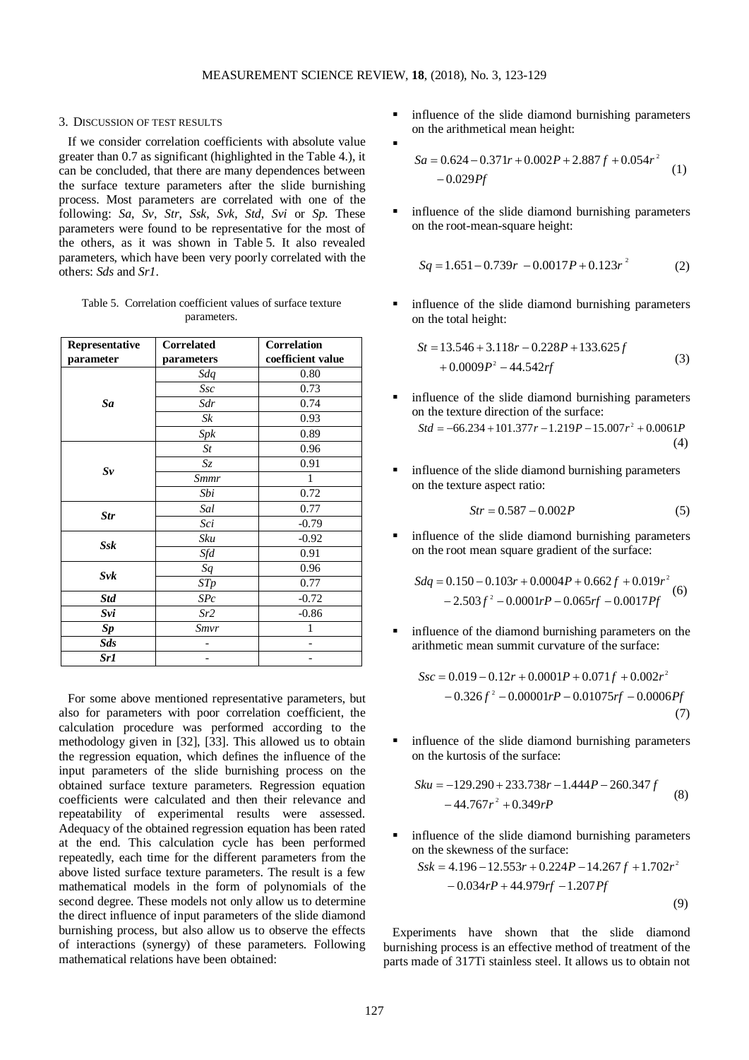## 3. Discussion of test results

If we consider correlation coefficients with absolute value greater than 0.7 as significant (highlighted in the Table 4.), it can be concluded, that there are many dependences between the surface texture parameters after the slide burnishing process. Most parameters are correlated with one of the following: *Sa*, *Sv*, *Str*, *Ssk*, *Svk*, *Std*, *Svi* or *Sp*. These parameters were found to be representative for the most of the others, as it was shown in Table 5. It also revealed parameters, which have been very poorly correlated with the others: *Sds* and *Sr1*.

Table 5. Correlation coefficient values of surface texture parameters.

| Representative parameter | Correlated parameters | Correlation coefficient value |
|---|---|---|
| ***Sa*** | *Sdq* | 0.80 |
| | *Ssc* | 0.73 |
| | *Sdr* | 0.74 |
| | *Sk* | 0.93 |
| | *Spk* | 0.89 |
| ***Sv*** | *St* | 0.96 |
| | *Sz* | 0.91 |
| | *Smmr* | 1 |
| | *Sbi* | 0.72 |
| ***Str*** | *Sal* | 0.77 |
| | *Sci* | -0.79 |
| ***Ssk*** | *Sku* | -0.92 |
| | *Sfd* | 0.91 |
| ***Svk*** | *Sq* | 0.96 |
| | *STp* | 0.77 |
| ***Std*** | *SPc* | -0.72 |
| ***Svi*** | *Sr2* | -0.86 |
| ***Sp*** | *Smvr* | 1 |
| ***Sds*** | - | - |
| ***Sr1*** | - | - |

For some above mentioned representative parameters, but also for parameters with poor correlation coefficient, the calculation procedure was performed according to the methodology given in [32], [33]. This allowed us to obtain the regression equation, which defines the influence of the input parameters of the slide burnishing process on the obtained surface texture parameters. Regression equation coefficients were calculated and then their relevance and repeatability of experimental results were assessed. Adequacy of the obtained regression equation has been rated at the end. This calculation cycle has been performed repeatedly, each time for the different parameters from the above listed surface texture parameters. The result is a few mathematical models in the form of polynomials of the second degree. These models not only allow us to determine the direct influence of input parameters of the slide diamond burnishing process, but also allow us to observe the effects of interactions (synergy) of these parameters. Following mathematical relations have been obtained:

- influence of the slide diamond burnishing parameters on the arithmetical mean height:

$$Sa = 0.624 - 0.371r + 0.002P + 2.887f + 0.054r^2 - 0.029Pf \tag{1}$$

- influence of the slide diamond burnishing parameters on the root-mean-square height:

$$Sq = 1.651 - 0.739r - 0.0017P + 0.123r^2 \tag{2}$$

- influence of the slide diamond burnishing parameters on the total height:

$$St = 13.546 + 3.118r - 0.228P + 133.625f + 0.0009P^2 - 44.542rf \tag{3}$$

- influence of the slide diamond burnishing parameters on the texture direction of the surface:

$$Std = -66.234 + 101.377r - 1.219P - 15.007r^2 + 0.0061P \tag{4}$$

- influence of the slide diamond burnishing parameters on the texture aspect ratio:

$$Str = 0.587 - 0.002P \tag{5}$$

- influence of the slide diamond burnishing parameters on the root mean square gradient of the surface:

$$Sdq = 0.150 - 0.103r + 0.0004P + 0.662f + 0.019r^2 - 2.503f^2 - 0.0001rP - 0.065rf - 0.0017Pf \tag{6}$$

- influence of the diamond burnishing parameters on the arithmetic mean summit curvature of the surface:

$$Ssc = 0.019 - 0.12r + 0.0001P + 0.071f + 0.002r^2 - 0.326f^2 - 0.00001rP - 0.01075rf - 0.0006Pf \tag{7}$$

- influence of the slide diamond burnishing parameters on the kurtosis of the surface:

$$Sku = -129.290 + 233.738r - 1.444P - 260.347f - 44.767r^2 + 0.349rP \tag{8}$$

- influence of the slide diamond burnishing parameters on the skewness of the surface:

$$Ssk = 4.196 - 12.553r + 0.224P - 14.267f + 1.702r^2 - 0.034rP + 44.979rf - 1.207Pf \tag{9}$$

Experiments have shown that the slide diamond burnishing process is an effective method of treatment of the parts made of 317Ti stainless steel. It allows us to obtain not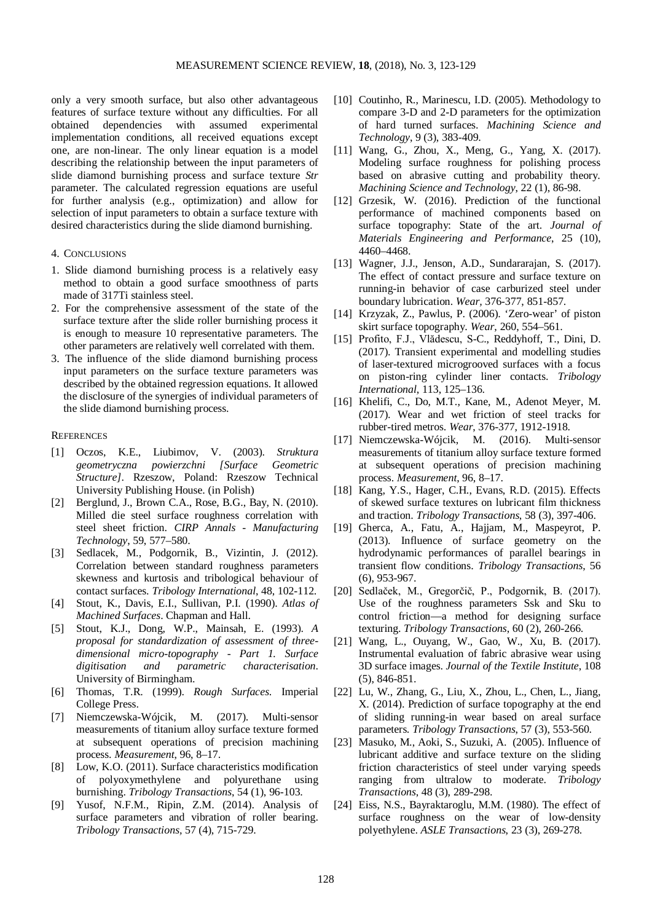only a very smooth surface, but also other advantageous features of surface texture without any difficulties. For all obtained dependencies with assumed experimental implementation conditions, all received equations except one, are non-linear. The only linear equation is a model describing the relationship between the input parameters of slide diamond burnishing process and surface texture *Str* parameter. The calculated regression equations are useful for further analysis (e.g., optimization) and allow for selection of input parameters to obtain a surface texture with desired characteristics during the slide diamond burnishing.

## 4. Conclusions

1. Slide diamond burnishing process is a relatively easy method to obtain a good surface smoothness of parts made of 317Ti stainless steel.
2. For the comprehensive assessment of the state of the surface texture after the slide roller burnishing process it is enough to measure 10 representative parameters. The other parameters are relatively well correlated with them.
3. The influence of the slide diamond burnishing process input parameters on the surface texture parameters was described by the obtained regression equations. It allowed the disclosure of the synergies of individual parameters of the slide diamond burnishing process.

## References

[1] Oczos, K.E., Liubimov, V. (2003). *Struktura geometryczna powierzchni [Surface Geometric Structure]*. Rzeszow, Poland: Rzeszow Technical University Publishing House. (in Polish)

[2] Berglund, J., Brown C.A., Rose, B.G., Bay, N. (2010). Milled die steel surface roughness correlation with steel sheet friction. *CIRP Annals - Manufacturing Technology*, 59, 577–580.

[3] Sedlacek, M., Podgornik, B., Vizintin, J. (2012). Correlation between standard roughness parameters skewness and kurtosis and tribological behaviour of contact surfaces. *Tribology International*, 48, 102-112.

[4] Stout, K., Davis, E.I., Sullivan, P.I. (1990). *Atlas of Machined Surfaces*. Chapman and Hall.

[5] Stout, K.J., Dong, W.P., Mainsah, E. (1993). *A proposal for standardization of assessment of three-dimensional micro-topography - Part 1. Surface digitisation and parametric characterisation*. University of Birmingham.

[6] Thomas, T.R. (1999). *Rough Surfaces*. Imperial College Press.

[7] Niemczewska-Wójcik, M. (2017). Multi-sensor measurements of titanium alloy surface texture formed at subsequent operations of precision machining process. *Measurement*, 96, 8–17.

[8] Low, K.O. (2011). Surface characteristics modification of polyoxymethylene and polyurethane using burnishing. *Tribology Transactions*, 54 (1), 96-103.

[9] Yusof, N.F.M., Ripin, Z.M. (2014). Analysis of surface parameters and vibration of roller bearing. *Tribology Transactions*, 57 (4), 715-729.

[10] Coutinho, R., Marinescu, I.D. (2005). Methodology to compare 3-D and 2-D parameters for the optimization of hard turned surfaces. *Machining Science and Technology*, 9 (3), 383-409.

[11] Wang, G., Zhou, X., Meng, G., Yang, X. (2017). Modeling surface roughness for polishing process based on abrasive cutting and probability theory. *Machining Science and Technology*, 22 (1), 86-98.

[12] Grzesik, W. (2016). Prediction of the functional performance of machined components based on surface topography: State of the art. *Journal of Materials Engineering and Performance*, 25 (10), 4460–4468.

[13] Wagner, J.J., Jenson, A.D., Sundararajan, S. (2017). The effect of contact pressure and surface texture on running-in behavior of case carburized steel under boundary lubrication. *Wear*, 376-377, 851-857.

[14] Krzyzak, Z., Pawlus, P. (2006). 'Zero-wear' of piston skirt surface topography. *Wear*, 260, 554–561.

[15] Profito, F.J., Vlădescu, S-C., Reddyhoff, T., Dini, D. (2017). Transient experimental and modelling studies of laser-textured microgrooved surfaces with a focus on piston-ring cylinder liner contacts. *Tribology International*, 113, 125–136.

[16] Khelifi, C., Do, M.T., Kane, M., Adenot Meyer, M. (2017). Wear and wet friction of steel tracks for rubber-tired metros. *Wear*, 376-377, 1912-1918.

[17] Niemczewska-Wójcik, M. (2016). Multi-sensor measurements of titanium alloy surface texture formed at subsequent operations of precision machining process. *Measurement*, 96, 8–17.

[18] Kang, Y.S., Hager, C.H., Evans, R.D. (2015). Effects of skewed surface textures on lubricant film thickness and traction. *Tribology Transactions*, 58 (3), 397-406.

[19] Gherca, A., Fatu, A., Hajjam, M., Maspeyrot, P. (2013). Influence of surface geometry on the hydrodynamic performances of parallel bearings in transient flow conditions. *Tribology Transactions*, 56 (6), 953-967.

[20] Sedlaček, M., Gregorčič, P., Podgornik, B. (2017). Use of the roughness parameters Ssk and Sku to control friction—a method for designing surface texturing. *Tribology Transactions*, 60 (2), 260-266.

[21] Wang, L., Ouyang, W., Gao, W., Xu, B. (2017). Instrumental evaluation of fabric abrasive wear using 3D surface images. *Journal of the Textile Institute*, 108 (5), 846-851.

[22] Lu, W., Zhang, G., Liu, X., Zhou, L., Chen, L., Jiang, X. (2014). Prediction of surface topography at the end of sliding running-in wear based on areal surface parameters. *Tribology Transactions*, 57 (3), 553-560.

[23] Masuko, M., Aoki, S., Suzuki, A. (2005). Influence of lubricant additive and surface texture on the sliding friction characteristics of steel under varying speeds ranging from ultralow to moderate. *Tribology Transactions*, 48 (3), 289-298.

[24] Eiss, N.S., Bayraktaroglu, M.M. (1980). The effect of surface roughness on the wear of low-density polyethylene. *ASLE Transactions*, 23 (3), 269-278.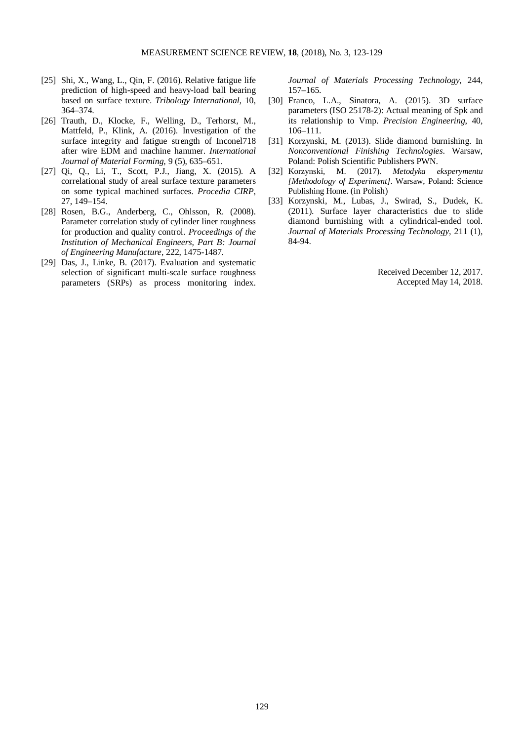[25] Shi, X., Wang, L., Qin, F. (2016). Relative fatigue life prediction of high-speed and heavy-load ball bearing based on surface texture. *Tribology International*, 10, 364–374.

[26] Trauth, D., Klocke, F., Welling, D., Terhorst, M., Mattfeld, P., Klink, A. (2016). Investigation of the surface integrity and fatigue strength of Inconel718 after wire EDM and machine hammer. *International Journal of Material Forming*, 9 (5), 635–651.

[27] Qi, Q., Li, T., Scott, P.J., Jiang, X. (2015). A correlational study of areal surface texture parameters on some typical machined surfaces. *Procedia CIRP*, 27, 149–154.

[28] Rosen, B.G., Anderberg, C., Ohlsson, R. (2008). Parameter correlation study of cylinder liner roughness for production and quality control. *Proceedings of the Institution of Mechanical Engineers, Part B: Journal of Engineering Manufacture*, 222, 1475-1487.

[29] Das, J., Linke, B. (2017). Evaluation and systematic selection of significant multi-scale surface roughness parameters (SRPs) as process monitoring index. *Journal of Materials Processing Technology*, 244, 157–165.

[30] Franco, L.A., Sinatora, A. (2015). 3D surface parameters (ISO 25178-2): Actual meaning of Spk and its relationship to Vmp. *Precision Engineering*, 40, 106–111.

[31] Korzynski, M. (2013). Slide diamond burnishing. In *Nonconventional Finishing Technologies*. Warsaw, Poland: Polish Scientific Publishers PWN.

[32] Korzynski, M. (2017). *Metodyka eksperymentu [Methodology of Experiment]*. Warsaw, Poland: Science Publishing Home. (in Polish)

[33] Korzynski, M., Lubas, J., Swirad, S., Dudek, K. (2011). Surface layer characteristics due to slide diamond burnishing with a cylindrical-ended tool. *Journal of Materials Processing Technology*, 211 (1), 84-94.

Received December 12, 2017.
Accepted May 14, 2018.